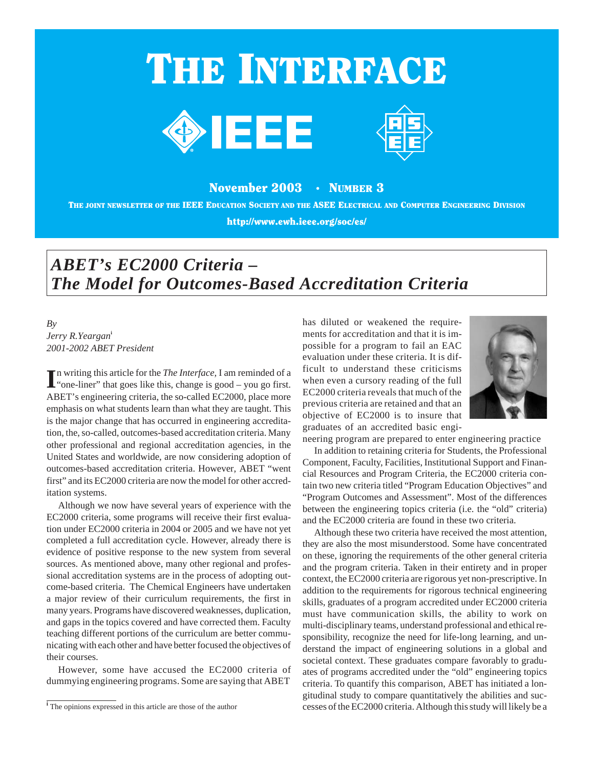# THE INTERFACE

IEEE ASEE

**November 2003 • NUMBER 3**

**THE JOINT NEWSLETTER OF THE IEEE EDUCATION SOCIETY AND THE ASEE ELECTRICAL AND COMPUTER ENGINEERING DIVISION**

**http://www.ewh.ieee.org/soc/es/**

## *ABET's EC2000 Criteria – The Model for Outcomes-Based Accreditation Criteria*

*By*
*Jerry R.Yeargan*[i]
*2001-2002 ABET President*

In writing this article for the *The Interface,* I am reminded of a "one-liner" that goes like this, change is good – you go first. ABET's engineering criteria, the so-called EC2000, place more emphasis on what students learn than what they are taught. This is the major change that has occurred in engineering accreditation, the, so-called, outcomes-based accreditation criteria. Many other professional and regional accreditation agencies, in the United States and worldwide, are now considering adoption of outcomes-based accreditation criteria. However, ABET "went first" and its EC2000 criteria are now the model for other accreditation systems.

Although we now have several years of experience with the EC2000 criteria, some programs will receive their first evaluation under EC2000 criteria in 2004 or 2005 and we have not yet completed a full accreditation cycle. However, already there is evidence of positive response to the new system from several sources. As mentioned above, many other regional and professional accreditation systems are in the process of adopting outcome-based criteria. The Chemical Engineers have undertaken a major review of their curriculum requirements, the first in many years. Programs have discovered weaknesses, duplication, and gaps in the topics covered and have corrected them. Faculty teaching different portions of the curriculum are better communicating with each other and have better focused the objectives of their courses.

However, some have accused the EC2000 criteria of dummying engineering programs. Some are saying that ABET has diluted or weakened the requirements for accreditation and that it is impossible for a program to fail an EAC evaluation under these criteria. It is difficult to understand these criticisms when even a cursory reading of the full EC2000 criteria reveals that much of the previous criteria are retained and that an objective of EC2000 is to insure that graduates of an accredited basic engineering program are prepared to enter engineering practice

In addition to retaining criteria for Students, the Professional Component, Faculty, Facilities, Institutional Support and Financial Resources and Program Criteria, the EC2000 criteria contain two new criteria titled "Program Education Objectives" and "Program Outcomes and Assessment". Most of the differences between the engineering topics criteria (i.e. the "old" criteria) and the EC2000 criteria are found in these two criteria.

Although these two criteria have received the most attention, they are also the most misunderstood. Some have concentrated on these, ignoring the requirements of the other general criteria and the program criteria. Taken in their entirety and in proper context, the EC2000 criteria are rigorous yet non-prescriptive. In addition to the requirements for rigorous technical engineering skills, graduates of a program accredited under EC2000 criteria must have communication skills, the ability to work on multi-disciplinary teams, understand professional and ethical responsibility, recognize the need for life-long learning, and understand the impact of engineering solutions in a global and societal context. These graduates compare favorably to graduates of programs accredited under the "old" engineering topics criteria. To quantify this comparison, ABET has initiated a longitudinal study to compare quantitatively the abilities and successes of the EC2000 criteria. Although this study will likely be a

[i] The opinions expressed in this article are those of the author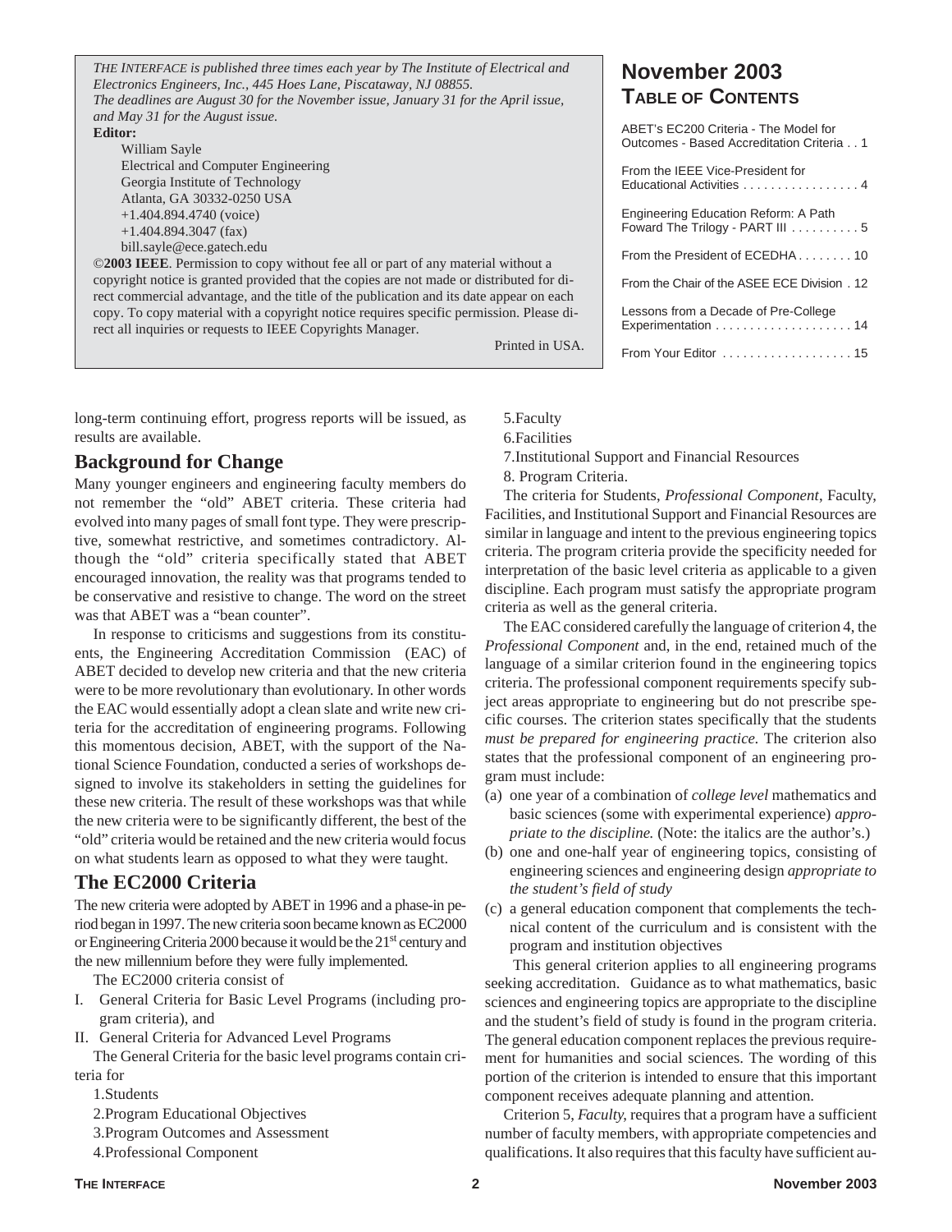*THE INTERFACE is published three times each year by The Institute of Electrical and Electronics Engineers, Inc., 445 Hoes Lane, Piscataway, NJ 08855. The deadlines are August 30 for the November issue, January 31 for the April issue, and May 31 for the August issue.*

**Editor:**

William Sayle
Electrical and Computer Engineering
Georgia Institute of Technology
Atlanta, GA 30332-0250 USA
+1.404.894.4740 (voice)
+1.404.894.3047 (fax)
bill.sayle@ece.gatech.edu

©**2003 IEEE**. Permission to copy without fee all or part of any material without a copyright notice is granted provided that the copies are not made or distributed for direct commercial advantage, and the title of the publication and its date appear on each copy. To copy material with a copyright notice requires specific permission. Please direct all inquiries or requests to IEEE Copyrights Manager.

Printed in USA.

## November 2003 TABLE OF CONTENTS

ABET's EC200 Criteria - The Model for Outcomes - Based Accreditation Criteria . . 1

From the IEEE Vice-President for Educational Activities . . . . . . . . . . . . . . . . 4

Engineering Education Reform: A Path Foward The Trilogy - PART III . . . . . . . . . . 5

From the President of ECEDHA . . . . . . . . 10

From the Chair of the ASEE ECE Division . 12

Lessons from a Decade of Pre-College Experimentation . . . . . . . . . . . . . . . . . . . . 14

From Your Editor . . . . . . . . . . . . . . . . . . . 15

long-term continuing effort, progress reports will be issued, as results are available.

## Background for Change

Many younger engineers and engineering faculty members do not remember the "old" ABET criteria. These criteria had evolved into many pages of small font type. They were prescriptive, somewhat restrictive, and sometimes contradictory. Although the "old" criteria specifically stated that ABET encouraged innovation, the reality was that programs tended to be conservative and resistive to change. The word on the street was that ABET was a "bean counter".

In response to criticisms and suggestions from its constituents, the Engineering Accreditation Commission (EAC) of ABET decided to develop new criteria and that the new criteria were to be more revolutionary than evolutionary. In other words the EAC would essentially adopt a clean slate and write new criteria for the accreditation of engineering programs. Following this momentous decision, ABET, with the support of the National Science Foundation, conducted a series of workshops designed to involve its stakeholders in setting the guidelines for these new criteria. The result of these workshops was that while the new criteria were to be significantly different, the best of the "old" criteria would be retained and the new criteria would focus on what students learn as opposed to what they were taught.

## The EC2000 Criteria

The new criteria were adopted by ABET in 1996 and a phase-in period began in 1997. The new criteria soon became known as EC2000 or Engineering Criteria 2000 because it would be the 21st century and the new millennium before they were fully implemented.

The EC2000 criteria consist of

I. General Criteria for Basic Level Programs (including program criteria), and
II. General Criteria for Advanced Level Programs

The General Criteria for the basic level programs contain criteria for

1. Students
2. Program Educational Objectives
3. Program Outcomes and Assessment
4. Professional Component
5. Faculty
6. Facilities
7. Institutional Support and Financial Resources
8. Program Criteria.

The criteria for Students, *Professional Component*, Faculty, Facilities, and Institutional Support and Financial Resources are similar in language and intent to the previous engineering topics criteria. The program criteria provide the specificity needed for interpretation of the basic level criteria as applicable to a given discipline. Each program must satisfy the appropriate program criteria as well as the general criteria.

The EAC considered carefully the language of criterion 4, the *Professional Component* and, in the end, retained much of the language of a similar criterion found in the engineering topics criteria. The professional component requirements specify subject areas appropriate to engineering but do not prescribe specific courses. The criterion states specifically that the students *must be prepared for engineering practice.* The criterion also states that the professional component of an engineering program must include:

(a) one year of a combination of *college level* mathematics and basic sciences (some with experimental experience) *appropriate to the discipline.* (Note: the italics are the author's.)
(b) one and one-half year of engineering topics, consisting of engineering sciences and engineering design *appropriate to the student's field of study*
(c) a general education component that complements the technical content of the curriculum and is consistent with the program and institution objectives

This general criterion applies to all engineering programs seeking accreditation. Guidance as to what mathematics, basic sciences and engineering topics are appropriate to the discipline and the student's field of study is found in the program criteria. The general education component replaces the previous requirement for humanities and social sciences. The wording of this portion of the criterion is intended to ensure that this important component receives adequate planning and attention.

Criterion 5, *Faculty*, requires that a program have a sufficient number of faculty members, with appropriate competencies and qualifications. It also requires that this faculty have sufficient au-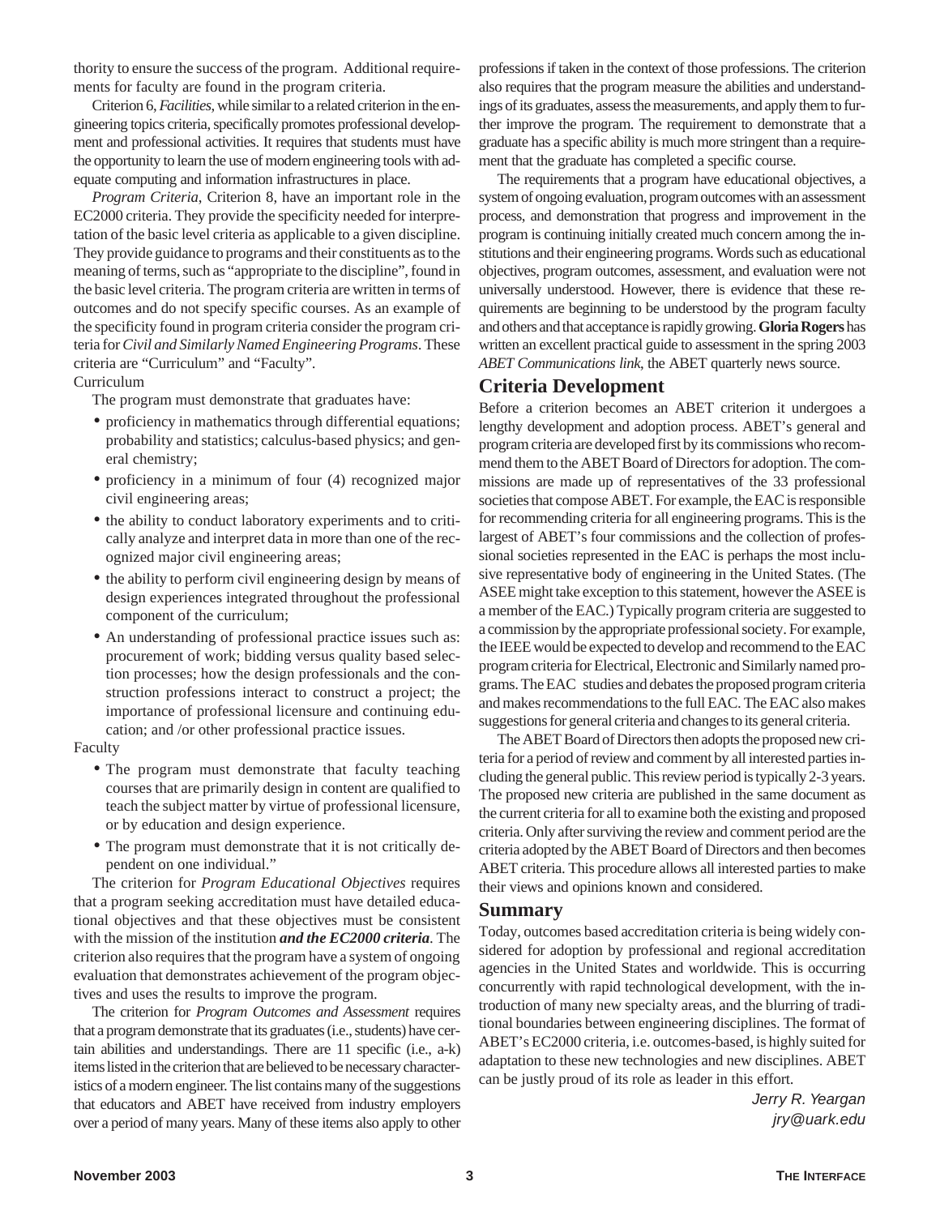thority to ensure the success of the program. Additional requirements for faculty are found in the program criteria.

Criterion 6, *Facilities*, while similar to a related criterion in the engineering topics criteria, specifically promotes professional development and professional activities. It requires that students must have the opportunity to learn the use of modern engineering tools with adequate computing and information infrastructures in place.

*Program Criteria*, Criterion 8, have an important role in the EC2000 criteria. They provide the specificity needed for interpretation of the basic level criteria as applicable to a given discipline. They provide guidance to programs and their constituents as to the meaning of terms, such as "appropriate to the discipline", found in the basic level criteria. The program criteria are written in terms of outcomes and do not specify specific courses. As an example of the specificity found in program criteria consider the program criteria for *Civil and Similarly Named Engineering Programs*. These criteria are "Curriculum" and "Faculty".

Curriculum

The program must demonstrate that graduates have:

- proficiency in mathematics through differential equations; probability and statistics; calculus-based physics; and general chemistry;
- proficiency in a minimum of four (4) recognized major civil engineering areas;
- the ability to conduct laboratory experiments and to critically analyze and interpret data in more than one of the recognized major civil engineering areas;
- the ability to perform civil engineering design by means of design experiences integrated throughout the professional component of the curriculum;
- An understanding of professional practice issues such as: procurement of work; bidding versus quality based selection processes; how the design professionals and the construction professions interact to construct a project; the importance of professional licensure and continuing education; and /or other professional practice issues.

Faculty

- The program must demonstrate that faculty teaching courses that are primarily design in content are qualified to teach the subject matter by virtue of professional licensure, or by education and design experience.
- The program must demonstrate that it is not critically dependent on one individual."

The criterion for *Program Educational Objectives* requires that a program seeking accreditation must have detailed educational objectives and that these objectives must be consistent with the mission of the institution ***and the EC2000 criteria***. The criterion also requires that the program have a system of ongoing evaluation that demonstrates achievement of the program objectives and uses the results to improve the program.

The criterion for *Program Outcomes and Assessment* requires that a program demonstrate that its graduates (i.e., students) have certain abilities and understandings. There are 11 specific (i.e., a-k) items listed in the criterion that are believed to be necessary characteristics of a modern engineer. The list contains many of the suggestions that educators and ABET have received from industry employers over a period of many years. Many of these items also apply to other professions if taken in the context of those professions. The criterion also requires that the program measure the abilities and understandings of its graduates, assess the measurements, and apply them to further improve the program. The requirement to demonstrate that a graduate has a specific ability is much more stringent than a requirement that the graduate has completed a specific course.

The requirements that a program have educational objectives, a system of ongoing evaluation, program outcomes with an assessment process, and demonstration that progress and improvement in the program is continuing initially created much concern among the institutions and their engineering programs. Words such as educational objectives, program outcomes, assessment, and evaluation were not universally understood. However, there is evidence that these requirements are beginning to be understood by the program faculty and others and that acceptance is rapidly growing. **Gloria Rogers** has written an excellent practical guide to assessment in the spring 2003 *ABET Communications link*, the ABET quarterly news source.

## Criteria Development

Before a criterion becomes an ABET criterion it undergoes a lengthy development and adoption process. ABET's general and program criteria are developed first by its commissions who recommend them to the ABET Board of Directors for adoption. The commissions are made up of representatives of the 33 professional societies that compose ABET. For example, the EAC is responsible for recommending criteria for all engineering programs. This is the largest of ABET's four commissions and the collection of professional societies represented in the EAC is perhaps the most inclusive representative body of engineering in the United States. (The ASEE might take exception to this statement, however the ASEE is a member of the EAC.) Typically program criteria are suggested to a commission by the appropriate professional society. For example, the IEEE would be expected to develop and recommend to the EAC program criteria for Electrical, Electronic and Similarly named programs. The EAC studies and debates the proposed program criteria and makes recommendations to the full EAC. The EAC also makes suggestions for general criteria and changes to its general criteria.

The ABET Board of Directors then adopts the proposed new criteria for a period of review and comment by all interested parties including the general public. This review period is typically 2-3 years. The proposed new criteria are published in the same document as the current criteria for all to examine both the existing and proposed criteria. Only after surviving the review and comment period are the criteria adopted by the ABET Board of Directors and then becomes ABET criteria. This procedure allows all interested parties to make their views and opinions known and considered.

## Summary

Today, outcomes based accreditation criteria is being widely considered for adoption by professional and regional accreditation agencies in the United States and worldwide. This is occurring concurrently with rapid technological development, with the introduction of many new specialty areas, and the blurring of traditional boundaries between engineering disciplines. The format of ABET's EC2000 criteria, i.e. outcomes-based, is highly suited for adaptation to these new technologies and new disciplines. ABET can be justly proud of its role as leader in this effort.

*Jerry R. Yeargan*
*jry@uark.edu*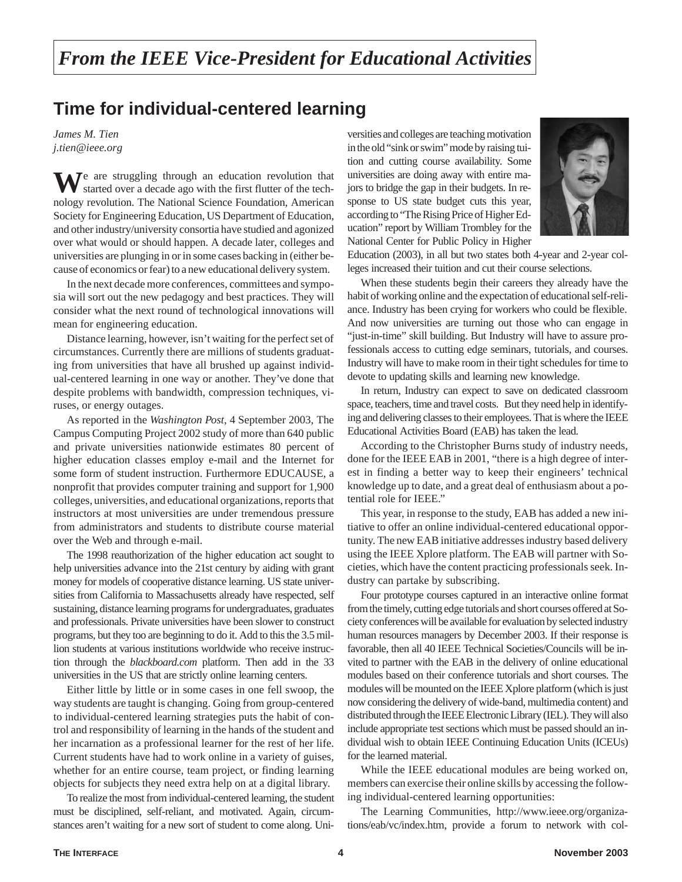# From the IEEE Vice-President for Educational Activities

## Time for individual-centered learning

*James M. Tien*
*j.tien@ieee.org*

We are struggling through an education revolution that started over a decade ago with the first flutter of the technology revolution. The National Science Foundation, American Society for Engineering Education, US Department of Education, and other industry/university consortia have studied and agonized over what would or should happen. A decade later, colleges and universities are plunging in or in some cases backing in (either because of economics or fear) to a new educational delivery system.

In the next decade more conferences, committees and symposia will sort out the new pedagogy and best practices. They will consider what the next round of technological innovations will mean for engineering education.

Distance learning, however, isn't waiting for the perfect set of circumstances. Currently there are millions of students graduating from universities that have all brushed up against individual-centered learning in one way or another. They've done that despite problems with bandwidth, compression techniques, viruses, or energy outages.

As reported in the *Washington Post*, 4 September 2003, The Campus Computing Project 2002 study of more than 640 public and private universities nationwide estimates 80 percent of higher education classes employ e-mail and the Internet for some form of student instruction. Furthermore EDUCAUSE, a nonprofit that provides computer training and support for 1,900 colleges, universities, and educational organizations, reports that instructors at most universities are under tremendous pressure from administrators and students to distribute course material over the Web and through e-mail.

The 1998 reauthorization of the higher education act sought to help universities advance into the 21st century by aiding with grant money for models of cooperative distance learning. US state universities from California to Massachusetts already have respected, self sustaining, distance learning programs for undergraduates, graduates and professionals. Private universities have been slower to construct programs, but they too are beginning to do it. Add to this the 3.5 million students at various institutions worldwide who receive instruction through the *blackboard.com* platform. Then add in the 33 universities in the US that are strictly online learning centers.

Either little by little or in some cases in one fell swoop, the way students are taught is changing. Going from group-centered to individual-centered learning strategies puts the habit of control and responsibility of learning in the hands of the student and her incarnation as a professional learner for the rest of her life. Current students have had to work online in a variety of guises, whether for an entire course, team project, or finding learning objects for subjects they need extra help on at a digital library.

To realize the most from individual-centered learning, the student must be disciplined, self-reliant, and motivated. Again, circumstances aren't waiting for a new sort of student to come along. Universities and colleges are teaching motivation in the old "sink or swim" mode by raising tuition and cutting course availability. Some universities are doing away with entire majors to bridge the gap in their budgets. In response to US state budget cuts this year, according to "The Rising Price of Higher Education" report by William Trombley for the National Center for Public Policy in Higher Education (2003), in all but two states both 4-year and 2-year colleges increased their tuition and cut their course selections.

When these students begin their careers they already have the habit of working online and the expectation of educational self-reliance. Industry has been crying for workers who could be flexible. And now universities are turning out those who can engage in "just-in-time" skill building. But Industry will have to assure professionals access to cutting edge seminars, tutorials, and courses. Industry will have to make room in their tight schedules for time to devote to updating skills and learning new knowledge.

In return, Industry can expect to save on dedicated classroom space, teachers, time and travel costs. But they need help in identifying and delivering classes to their employees. That is where the IEEE Educational Activities Board (EAB) has taken the lead.

According to the Christopher Burns study of industry needs, done for the IEEE EAB in 2001, "there is a high degree of interest in finding a better way to keep their engineers' technical knowledge up to date, and a great deal of enthusiasm about a potential role for IEEE."

This year, in response to the study, EAB has added a new initiative to offer an online individual-centered educational opportunity. The new EAB initiative addresses industry based delivery using the IEEE Xplore platform. The EAB will partner with Societies, which have the content practicing professionals seek. Industry can partake by subscribing.

Four prototype courses captured in an interactive online format from the timely, cutting edge tutorials and short courses offered at Society conferences will be available for evaluation by selected industry human resources managers by December 2003. If their response is favorable, then all 40 IEEE Technical Societies/Councils will be invited to partner with the EAB in the delivery of online educational modules based on their conference tutorials and short courses. The modules will be mounted on the IEEE Xplore platform (which is just now considering the delivery of wide-band, multimedia content) and distributed through the IEEE Electronic Library (IEL). They will also include appropriate test sections which must be passed should an individual wish to obtain IEEE Continuing Education Units (ICEUs) for the learned material.

While the IEEE educational modules are being worked on, members can exercise their online skills by accessing the following individual-centered learning opportunities:

The Learning Communities, http://www.ieee.org/organizations/eab/vc/index.htm, provide a forum to network with col-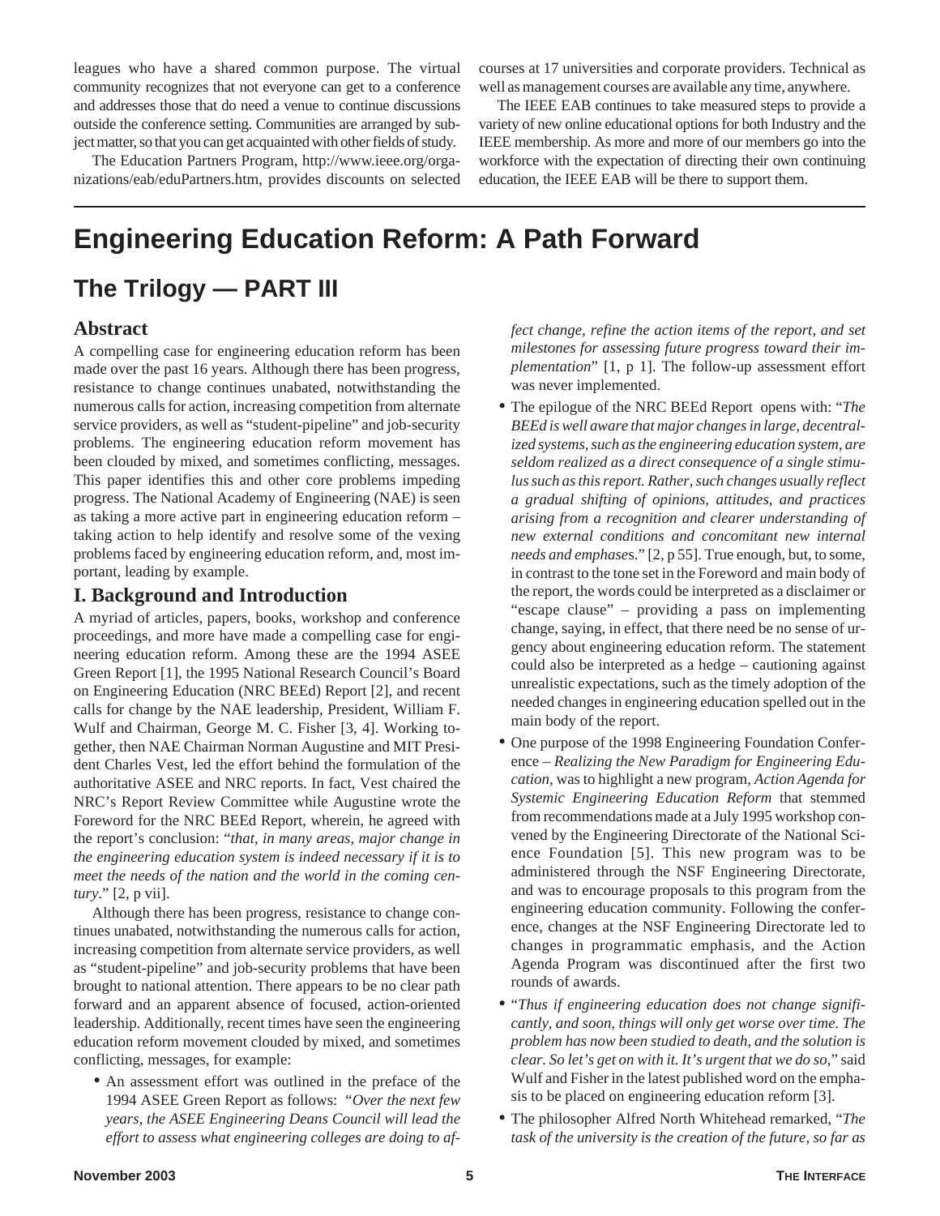leagues who have a shared common purpose. The virtual community recognizes that not everyone can get to a conference and addresses those that do need a venue to continue discussions outside the conference setting. Communities are arranged by subject matter, so that you can get acquainted with other fields of study.

The Education Partners Program, http://www.ieee.org/organizations/eab/eduPartners.htm, provides discounts on selected courses at 17 universities and corporate providers. Technical as well as management courses are available any time, anywhere.

The IEEE EAB continues to take measured steps to provide a variety of new online educational options for both Industry and the IEEE membership. As more and more of our members go into the workforce with the expectation of directing their own continuing education, the IEEE EAB will be there to support them.

# Engineering Education Reform: A Path Forward

## The Trilogy — PART III

### Abstract

A compelling case for engineering education reform has been made over the past 16 years. Although there has been progress, resistance to change continues unabated, notwithstanding the numerous calls for action, increasing competition from alternate service providers, as well as "student-pipeline" and job-security problems. The engineering education reform movement has been clouded by mixed, and sometimes conflicting, messages. This paper identifies this and other core problems impeding progress. The National Academy of Engineering (NAE) is seen as taking a more active part in engineering education reform – taking action to help identify and resolve some of the vexing problems faced by engineering education reform, and, most important, leading by example.

### I. Background and Introduction

A myriad of articles, papers, books, workshop and conference proceedings, and more have made a compelling case for engineering education reform. Among these are the 1994 ASEE Green Report [1], the 1995 National Research Council's Board on Engineering Education (NRC BEEd) Report [2], and recent calls for change by the NAE leadership, President, William F. Wulf and Chairman, George M. C. Fisher [3, 4]. Working together, then NAE Chairman Norman Augustine and MIT President Charles Vest, led the effort behind the formulation of the authoritative ASEE and NRC reports. In fact, Vest chaired the NRC's Report Review Committee while Augustine wrote the Foreword for the NRC BEEd Report, wherein, he agreed with the report's conclusion: "*that, in many areas, major change in the engineering education system is indeed necessary if it is to meet the needs of the nation and the world in the coming century*." [2, p vii].

Although there has been progress, resistance to change continues unabated, notwithstanding the numerous calls for action, increasing competition from alternate service providers, as well as "student-pipeline" and job-security problems that have been brought to national attention. There appears to be no clear path forward and an apparent absence of focused, action-oriented leadership. Additionally, recent times have seen the engineering education reform movement clouded by mixed, and sometimes conflicting, messages, for example:

- An assessment effort was outlined in the preface of the 1994 ASEE Green Report as follows: "*Over the next few years, the ASEE Engineering Deans Council will lead the effort to assess what engineering colleges are doing to affect change, refine the action items of the report, and set milestones for assessing future progress toward their implementation*" [1, p 1]. The follow-up assessment effort was never implemented.
- The epilogue of the NRC BEEd Report opens with: "*The BEEd is well aware that major changes in large, decentralized systems, such as the engineering education system, are seldom realized as a direct consequence of a single stimulus such as this report. Rather, such changes usually reflect a gradual shifting of opinions, attitudes, and practices arising from a recognition and clearer understanding of new external conditions and concomitant new internal needs and emphases*." [2, p 55]. True enough, but, to some, in contrast to the tone set in the Foreword and main body of the report, the words could be interpreted as a disclaimer or "escape clause" – providing a pass on implementing change, saying, in effect, that there need be no sense of urgency about engineering education reform. The statement could also be interpreted as a hedge – cautioning against unrealistic expectations, such as the timely adoption of the needed changes in engineering education spelled out in the main body of the report.
- One purpose of the 1998 Engineering Foundation Conference – *Realizing the New Paradigm for Engineering Education*, was to highlight a new program, *Action Agenda for Systemic Engineering Education Reform* that stemmed from recommendations made at a July 1995 workshop convened by the Engineering Directorate of the National Science Foundation [5]. This new program was to be administered through the NSF Engineering Directorate, and was to encourage proposals to this program from the engineering education community. Following the conference, changes at the NSF Engineering Directorate led to changes in programmatic emphasis, and the Action Agenda Program was discontinued after the first two rounds of awards.
- "*Thus if engineering education does not change significantly, and soon, things will only get worse over time. The problem has now been studied to death, and the solution is clear. So let's get on with it. It's urgent that we do so*," said Wulf and Fisher in the latest published word on the emphasis to be placed on engineering education reform [3].
- The philosopher Alfred North Whitehead remarked, "*The task of the university is the creation of the future, so far as*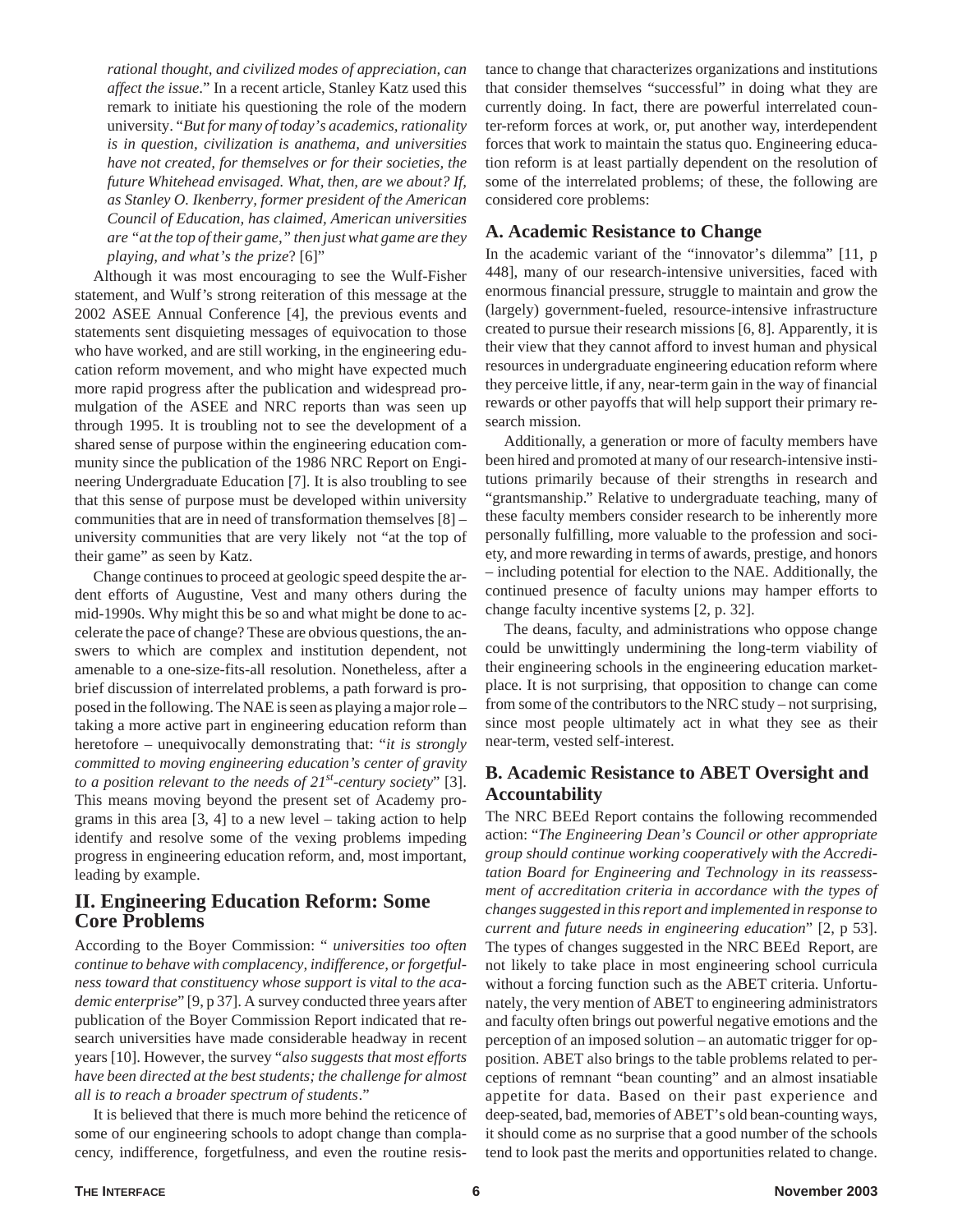*rational thought, and civilized modes of appreciation, can affect the issue*." In a recent article, Stanley Katz used this remark to initiate his questioning the role of the modern university. "*But for many of today's academics, rationality is in question, civilization is anathema, and universities have not created, for themselves or for their societies, the future Whitehead envisaged. What, then, are we about? If, as Stanley O. Ikenberry, former president of the American Council of Education, has claimed, American universities are "at the top of their game," then just what game are they playing, and what's the prize*? [6]"

Although it was most encouraging to see the Wulf-Fisher statement, and Wulf's strong reiteration of this message at the 2002 ASEE Annual Conference [4], the previous events and statements sent disquieting messages of equivocation to those who have worked, and are still working, in the engineering education reform movement, and who might have expected much more rapid progress after the publication and widespread promulgation of the ASEE and NRC reports than was seen up through 1995. It is troubling not to see the development of a shared sense of purpose within the engineering education community since the publication of the 1986 NRC Report on Engineering Undergraduate Education [7]. It is also troubling to see that this sense of purpose must be developed within university communities that are in need of transformation themselves [8] – university communities that are very likely not "at the top of their game" as seen by Katz.

Change continues to proceed at geologic speed despite the ardent efforts of Augustine, Vest and many others during the mid-1990s. Why might this be so and what might be done to accelerate the pace of change? These are obvious questions, the answers to which are complex and institution dependent, not amenable to a one-size-fits-all resolution. Nonetheless, after a brief discussion of interrelated problems, a path forward is proposed in the following. The NAE is seen as playing a major role – taking a more active part in engineering education reform than heretofore – unequivocally demonstrating that: "*it is strongly committed to moving engineering education's center of gravity to a position relevant to the needs of 21st-century society*" [3]. This means moving beyond the present set of Academy programs in this area [3, 4] to a new level – taking action to help identify and resolve some of the vexing problems impeding progress in engineering education reform, and, most important, leading by example.

## II. Engineering Education Reform: Some Core Problems

According to the Boyer Commission: " *universities too often continue to behave with complacency, indifference, or forgetfulness toward that constituency whose support is vital to the academic enterprise*" [9, p 37]. A survey conducted three years after publication of the Boyer Commission Report indicated that research universities have made considerable headway in recent years [10]. However, the survey "*also suggests that most efforts have been directed at the best students; the challenge for almost all is to reach a broader spectrum of students*."

It is believed that there is much more behind the reticence of some of our engineering schools to adopt change than complacency, indifference, forgetfulness, and even the routine resistance to change that characterizes organizations and institutions that consider themselves "successful" in doing what they are currently doing. In fact, there are powerful interrelated counter-reform forces at work, or, put another way, interdependent forces that work to maintain the status quo. Engineering education reform is at least partially dependent on the resolution of some of the interrelated problems; of these, the following are considered core problems:

### A. Academic Resistance to Change

In the academic variant of the "innovator's dilemma" [11, p 448], many of our research-intensive universities, faced with enormous financial pressure, struggle to maintain and grow the (largely) government-fueled, resource-intensive infrastructure created to pursue their research missions [6, 8]. Apparently, it is their view that they cannot afford to invest human and physical resources in undergraduate engineering education reform where they perceive little, if any, near-term gain in the way of financial rewards or other payoffs that will help support their primary research mission.

Additionally, a generation or more of faculty members have been hired and promoted at many of our research-intensive institutions primarily because of their strengths in research and "grantsmanship." Relative to undergraduate teaching, many of these faculty members consider research to be inherently more personally fulfilling, more valuable to the profession and society, and more rewarding in terms of awards, prestige, and honors – including potential for election to the NAE. Additionally, the continued presence of faculty unions may hamper efforts to change faculty incentive systems [2, p. 32].

The deans, faculty, and administrations who oppose change could be unwittingly undermining the long-term viability of their engineering schools in the engineering education marketplace. It is not surprising, that opposition to change can come from some of the contributors to the NRC study – not surprising, since most people ultimately act in what they see as their near-term, vested self-interest.

### B. Academic Resistance to ABET Oversight and Accountability

The NRC BEEd Report contains the following recommended action: "*The Engineering Dean's Council or other appropriate group should continue working cooperatively with the Accreditation Board for Engineering and Technology in its reassessment of accreditation criteria in accordance with the types of changes suggested in this report and implemented in response to current and future needs in engineering education*" [2, p 53]. The types of changes suggested in the NRC BEEd Report, are not likely to take place in most engineering school curricula without a forcing function such as the ABET criteria. Unfortunately, the very mention of ABET to engineering administrators and faculty often brings out powerful negative emotions and the perception of an imposed solution – an automatic trigger for opposition. ABET also brings to the table problems related to perceptions of remnant "bean counting" and an almost insatiable appetite for data. Based on their past experience and deep-seated, bad, memories of ABET's old bean-counting ways, it should come as no surprise that a good number of the schools tend to look past the merits and opportunities related to change.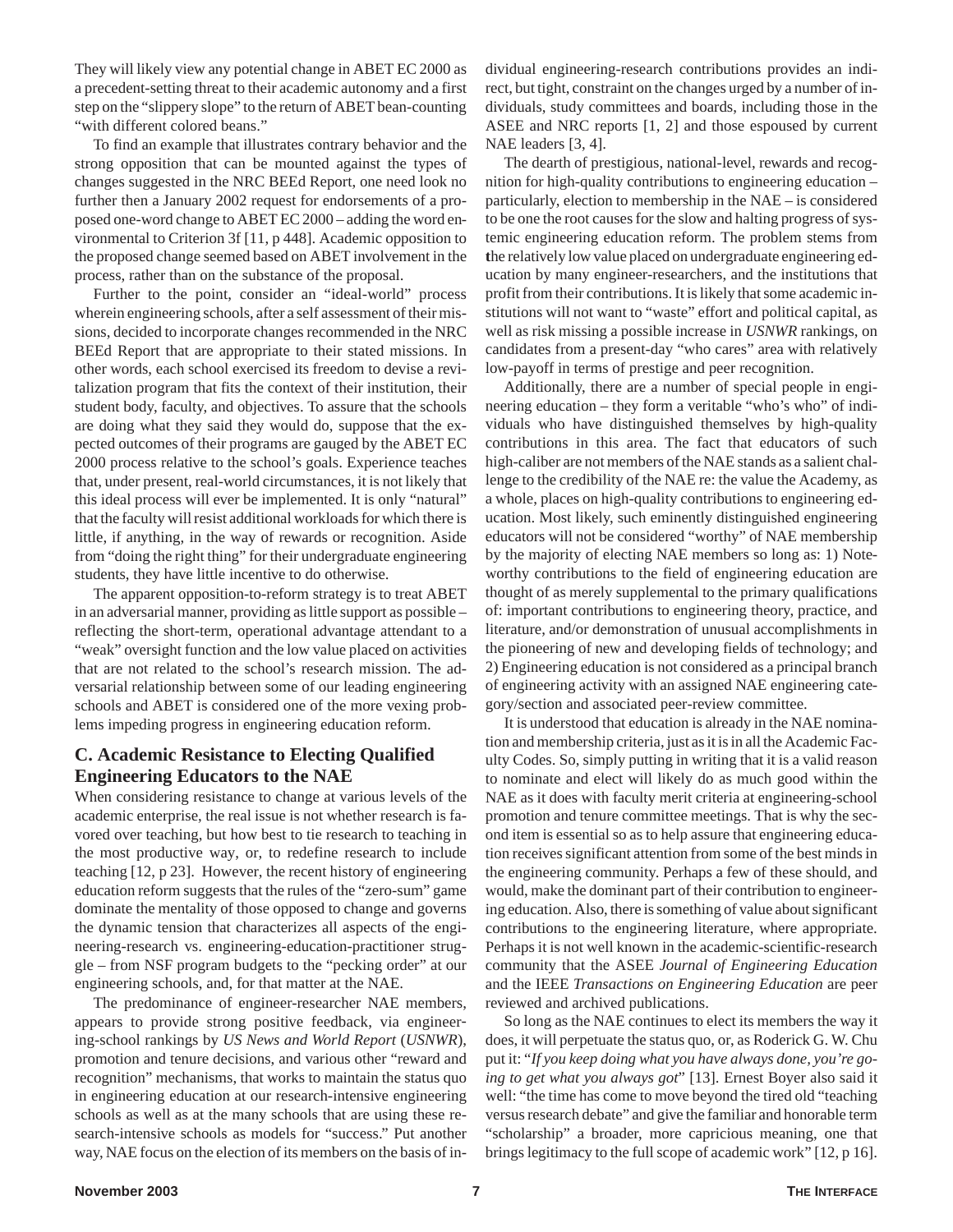They will likely view any potential change in ABET EC 2000 as a precedent-setting threat to their academic autonomy and a first step on the "slippery slope" to the return of ABET bean-counting "with different colored beans."

To find an example that illustrates contrary behavior and the strong opposition that can be mounted against the types of changes suggested in the NRC BEEd Report, one need look no further then a January 2002 request for endorsements of a proposed one-word change to ABET EC 2000 – adding the word environmental to Criterion 3f [11, p 448]. Academic opposition to the proposed change seemed based on ABET involvement in the process, rather than on the substance of the proposal.

Further to the point, consider an "ideal-world" process wherein engineering schools, after a self assessment of their missions, decided to incorporate changes recommended in the NRC BEEd Report that are appropriate to their stated missions. In other words, each school exercised its freedom to devise a revitalization program that fits the context of their institution, their student body, faculty, and objectives. To assure that the schools are doing what they said they would do, suppose that the expected outcomes of their programs are gauged by the ABET EC 2000 process relative to the school's goals. Experience teaches that, under present, real-world circumstances, it is not likely that this ideal process will ever be implemented. It is only "natural" that the faculty will resist additional workloads for which there is little, if anything, in the way of rewards or recognition. Aside from "doing the right thing" for their undergraduate engineering students, they have little incentive to do otherwise.

The apparent opposition-to-reform strategy is to treat ABET in an adversarial manner, providing as little support as possible – reflecting the short-term, operational advantage attendant to a "weak" oversight function and the low value placed on activities that are not related to the school's research mission. The adversarial relationship between some of our leading engineering schools and ABET is considered one of the more vexing problems impeding progress in engineering education reform.

## C. Academic Resistance to Electing Qualified Engineering Educators to the NAE

When considering resistance to change at various levels of the academic enterprise, the real issue is not whether research is favored over teaching, but how best to tie research to teaching in the most productive way, or, to redefine research to include teaching [12, p 23]. However, the recent history of engineering education reform suggests that the rules of the "zero-sum" game dominate the mentality of those opposed to change and governs the dynamic tension that characterizes all aspects of the engineering-research vs. engineering-education-practitioner struggle – from NSF program budgets to the "pecking order" at our engineering schools, and, for that matter at the NAE.

The predominance of engineer-researcher NAE members, appears to provide strong positive feedback, via engineering-school rankings by *US News and World Report* (*USNWR*), promotion and tenure decisions, and various other "reward and recognition" mechanisms, that works to maintain the status quo in engineering education at our research-intensive engineering schools as well as at the many schools that are using these research-intensive schools as models for "success." Put another way, NAE focus on the election of its members on the basis of individual engineering-research contributions provides an indirect, but tight, constraint on the changes urged by a number of individuals, study committees and boards, including those in the ASEE and NRC reports [1, 2] and those espoused by current NAE leaders [3, 4].

The dearth of prestigious, national-level, rewards and recognition for high-quality contributions to engineering education – particularly, election to membership in the NAE – is considered to be one the root causes for the slow and halting progress of systemic engineering education reform. The problem stems from the relatively low value placed on undergraduate engineering education by many engineer-researchers, and the institutions that profit from their contributions. It is likely that some academic institutions will not want to "waste" effort and political capital, as well as risk missing a possible increase in *USNWR* rankings, on candidates from a present-day "who cares" area with relatively low-payoff in terms of prestige and peer recognition.

Additionally, there are a number of special people in engineering education – they form a veritable "who's who" of individuals who have distinguished themselves by high-quality contributions in this area. The fact that educators of such high-caliber are not members of the NAE stands as a salient challenge to the credibility of the NAE re: the value the Academy, as a whole, places on high-quality contributions to engineering education. Most likely, such eminently distinguished engineering educators will not be considered "worthy" of NAE membership by the majority of electing NAE members so long as: 1) Noteworthy contributions to the field of engineering education are thought of as merely supplemental to the primary qualifications of: important contributions to engineering theory, practice, and literature, and/or demonstration of unusual accomplishments in the pioneering of new and developing fields of technology; and 2) Engineering education is not considered as a principal branch of engineering activity with an assigned NAE engineering category/section and associated peer-review committee.

It is understood that education is already in the NAE nomination and membership criteria, just as it is in all the Academic Faculty Codes. So, simply putting in writing that it is a valid reason to nominate and elect will likely do as much good within the NAE as it does with faculty merit criteria at engineering-school promotion and tenure committee meetings. That is why the second item is essential so as to help assure that engineering education receives significant attention from some of the best minds in the engineering community. Perhaps a few of these should, and would, make the dominant part of their contribution to engineering education. Also, there is something of value about significant contributions to the engineering literature, where appropriate. Perhaps it is not well known in the academic-scientific-research community that the ASEE *Journal of Engineering Education* and the IEEE *Transactions on Engineering Education* are peer reviewed and archived publications.

So long as the NAE continues to elect its members the way it does, it will perpetuate the status quo, or, as Roderick G. W. Chu put it: "*If you keep doing what you have always done, you're going to get what you always got*" [13]. Ernest Boyer also said it well: "the time has come to move beyond the tired old "teaching versus research debate" and give the familiar and honorable term "scholarship" a broader, more capricious meaning, one that brings legitimacy to the full scope of academic work" [12, p 16].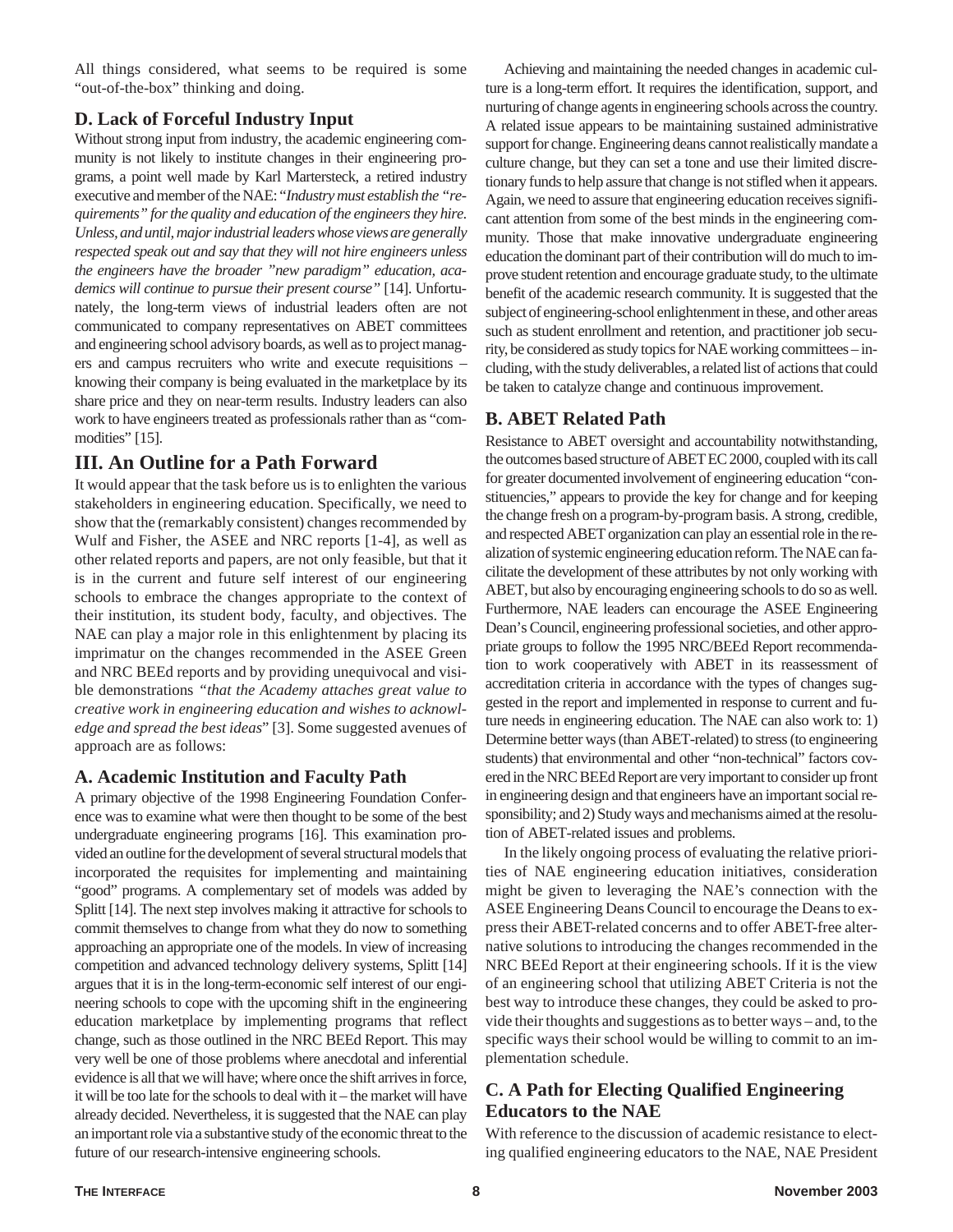All things considered, what seems to be required is some "out-of-the-box" thinking and doing.

### D. Lack of Forceful Industry Input

Without strong input from industry, the academic engineering community is not likely to institute changes in their engineering programs, a point well made by Karl Martersteck, a retired industry executive and member of the NAE: "*Industry must establish the "requirements" for the quality and education of the engineers they hire. Unless, and until, major industrial leaders whose views are generally respected speak out and say that they will not hire engineers unless the engineers have the broader "new paradigm" education, academics will continue to pursue their present course"* [14]. Unfortunately, the long-term views of industrial leaders often are not communicated to company representatives on ABET committees and engineering school advisory boards, as well as to project managers and campus recruiters who write and execute requisitions – knowing their company is being evaluated in the marketplace by its share price and they on near-term results. Industry leaders can also work to have engineers treated as professionals rather than as "commodities" [15].

## III. An Outline for a Path Forward

It would appear that the task before us is to enlighten the various stakeholders in engineering education. Specifically, we need to show that the (remarkably consistent) changes recommended by Wulf and Fisher, the ASEE and NRC reports [1-4], as well as other related reports and papers, are not only feasible, but that it is in the current and future self interest of our engineering schools to embrace the changes appropriate to the context of their institution, its student body, faculty, and objectives. The NAE can play a major role in this enlightenment by placing its imprimatur on the changes recommended in the ASEE Green and NRC BEEd reports and by providing unequivocal and visible demonstrations *"that the Academy attaches great value to creative work in engineering education and wishes to acknowledge and spread the best ideas*" [3]. Some suggested avenues of approach are as follows:

### A. Academic Institution and Faculty Path

A primary objective of the 1998 Engineering Foundation Conference was to examine what were then thought to be some of the best undergraduate engineering programs [16]. This examination provided an outline for the development of several structural models that incorporated the requisites for implementing and maintaining "good" programs. A complementary set of models was added by Splitt [14]. The next step involves making it attractive for schools to commit themselves to change from what they do now to something approaching an appropriate one of the models. In view of increasing competition and advanced technology delivery systems, Splitt [14] argues that it is in the long-term-economic self interest of our engineering schools to cope with the upcoming shift in the engineering education marketplace by implementing programs that reflect change, such as those outlined in the NRC BEEd Report. This may very well be one of those problems where anecdotal and inferential evidence is all that we will have; where once the shift arrives in force, it will be too late for the schools to deal with it – the market will have already decided. Nevertheless, it is suggested that the NAE can play an important role via a substantive study of the economic threat to the future of our research-intensive engineering schools.

Achieving and maintaining the needed changes in academic culture is a long-term effort. It requires the identification, support, and nurturing of change agents in engineering schools across the country. A related issue appears to be maintaining sustained administrative support for change. Engineering deans cannot realistically mandate a culture change, but they can set a tone and use their limited discretionary funds to help assure that change is not stifled when it appears. Again, we need to assure that engineering education receives significant attention from some of the best minds in the engineering community. Those that make innovative undergraduate engineering education the dominant part of their contribution will do much to improve student retention and encourage graduate study, to the ultimate benefit of the academic research community. It is suggested that the subject of engineering-school enlightenment in these, and other areas such as student enrollment and retention, and practitioner job security, be considered as study topics for NAE working committees – including, with the study deliverables, a related list of actions that could be taken to catalyze change and continuous improvement.

### B. ABET Related Path

Resistance to ABET oversight and accountability notwithstanding, the outcomes based structure of ABET EC 2000, coupled with its call for greater documented involvement of engineering education "constituencies," appears to provide the key for change and for keeping the change fresh on a program-by-program basis. A strong, credible, and respected ABET organization can play an essential role in the realization of systemic engineering education reform. The NAE can facilitate the development of these attributes by not only working with ABET, but also by encouraging engineering schools to do so as well. Furthermore, NAE leaders can encourage the ASEE Engineering Dean's Council, engineering professional societies, and other appropriate groups to follow the 1995 NRC/BEEd Report recommendation to work cooperatively with ABET in its reassessment of accreditation criteria in accordance with the types of changes suggested in the report and implemented in response to current and future needs in engineering education. The NAE can also work to: 1) Determine better ways (than ABET-related) to stress (to engineering students) that environmental and other "non-technical" factors covered in the NRC BEEd Report are very important to consider up front in engineering design and that engineers have an important social responsibility; and 2) Study ways and mechanisms aimed at the resolution of ABET-related issues and problems.

In the likely ongoing process of evaluating the relative priorities of NAE engineering education initiatives, consideration might be given to leveraging the NAE's connection with the ASEE Engineering Deans Council to encourage the Deans to express their ABET-related concerns and to offer ABET-free alternative solutions to introducing the changes recommended in the NRC BEEd Report at their engineering schools. If it is the view of an engineering school that utilizing ABET Criteria is not the best way to introduce these changes, they could be asked to provide their thoughts and suggestions as to better ways – and, to the specific ways their school would be willing to commit to an implementation schedule.

### C. A Path for Electing Qualified Engineering Educators to the NAE

With reference to the discussion of academic resistance to electing qualified engineering educators to the NAE, NAE President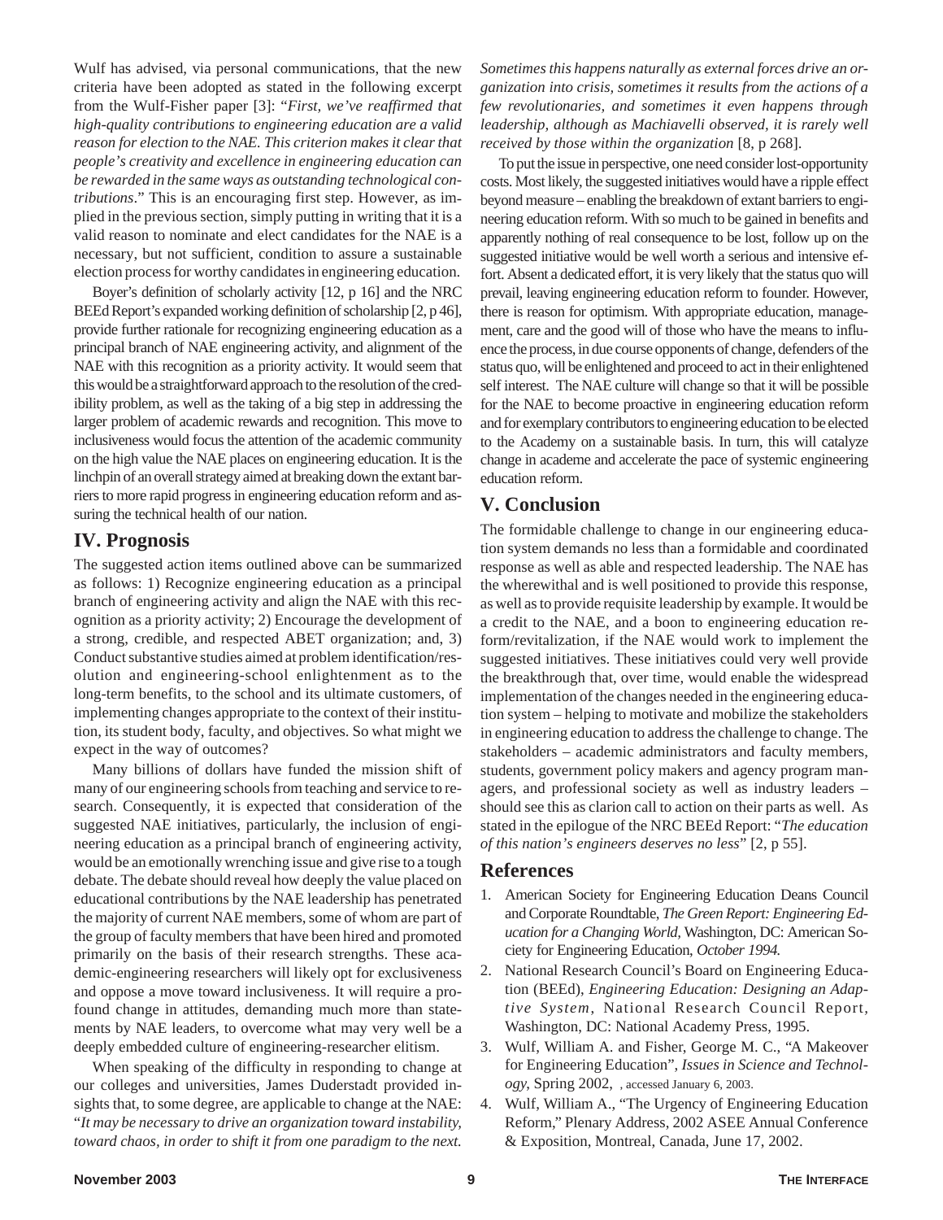Wulf has advised, via personal communications, that the new criteria have been adopted as stated in the following excerpt from the Wulf-Fisher paper [3]: "*First, we've reaffirmed that high-quality contributions to engineering education are a valid reason for election to the NAE. This criterion makes it clear that people's creativity and excellence in engineering education can be rewarded in the same ways as outstanding technological contributions*." This is an encouraging first step. However, as implied in the previous section, simply putting in writing that it is a valid reason to nominate and elect candidates for the NAE is a necessary, but not sufficient, condition to assure a sustainable election process for worthy candidates in engineering education.

Boyer's definition of scholarly activity [12, p 16] and the NRC BEEd Report's expanded working definition of scholarship [2, p 46], provide further rationale for recognizing engineering education as a principal branch of NAE engineering activity, and alignment of the NAE with this recognition as a priority activity. It would seem that this would be a straightforward approach to the resolution of the credibility problem, as well as the taking of a big step in addressing the larger problem of academic rewards and recognition. This move to inclusiveness would focus the attention of the academic community on the high value the NAE places on engineering education. It is the linchpin of an overall strategy aimed at breaking down the extant barriers to more rapid progress in engineering education reform and assuring the technical health of our nation.

## IV. Prognosis

The suggested action items outlined above can be summarized as follows: 1) Recognize engineering education as a principal branch of engineering activity and align the NAE with this recognition as a priority activity; 2) Encourage the development of a strong, credible, and respected ABET organization; and, 3) Conduct substantive studies aimed at problem identification/resolution and engineering-school enlightenment as to the long-term benefits, to the school and its ultimate customers, of implementing changes appropriate to the context of their institution, its student body, faculty, and objectives. So what might we expect in the way of outcomes?

Many billions of dollars have funded the mission shift of many of our engineering schools from teaching and service to research. Consequently, it is expected that consideration of the suggested NAE initiatives, particularly, the inclusion of engineering education as a principal branch of engineering activity, would be an emotionally wrenching issue and give rise to a tough debate. The debate should reveal how deeply the value placed on educational contributions by the NAE leadership has penetrated the majority of current NAE members, some of whom are part of the group of faculty members that have been hired and promoted primarily on the basis of their research strengths. These academic-engineering researchers will likely opt for exclusiveness and oppose a move toward inclusiveness. It will require a profound change in attitudes, demanding much more than statements by NAE leaders, to overcome what may very well be a deeply embedded culture of engineering-researcher elitism.

When speaking of the difficulty in responding to change at our colleges and universities, James Duderstadt provided insights that, to some degree, are applicable to change at the NAE: "*It may be necessary to drive an organization toward instability, toward chaos, in order to shift it from one paradigm to the next. Sometimes this happens naturally as external forces drive an organization into crisis, sometimes it results from the actions of a few revolutionaries, and sometimes it even happens through leadership, although as Machiavelli observed, it is rarely well received by those within the organization* [8, p 268].

To put the issue in perspective, one need consider lost-opportunity costs. Most likely, the suggested initiatives would have a ripple effect beyond measure – enabling the breakdown of extant barriers to engineering education reform. With so much to be gained in benefits and apparently nothing of real consequence to be lost, follow up on the suggested initiative would be well worth a serious and intensive effort. Absent a dedicated effort, it is very likely that the status quo will prevail, leaving engineering education reform to founder. However, there is reason for optimism. With appropriate education, management, care and the good will of those who have the means to influence the process, in due course opponents of change, defenders of the status quo, will be enlightened and proceed to act in their enlightened self interest. The NAE culture will change so that it will be possible for the NAE to become proactive in engineering education reform and for exemplary contributors to engineering education to be elected to the Academy on a sustainable basis. In turn, this will catalyze change in academe and accelerate the pace of systemic engineering education reform.

## V. Conclusion

The formidable challenge to change in our engineering education system demands no less than a formidable and coordinated response as well as able and respected leadership. The NAE has the wherewithal and is well positioned to provide this response, as well as to provide requisite leadership by example. It would be a credit to the NAE, and a boon to engineering education reform/revitalization, if the NAE would work to implement the suggested initiatives. These initiatives could very well provide the breakthrough that, over time, would enable the widespread implementation of the changes needed in the engineering education system – helping to motivate and mobilize the stakeholders in engineering education to address the challenge to change. The stakeholders – academic administrators and faculty members, students, government policy makers and agency program managers, and professional society as well as industry leaders – should see this as clarion call to action on their parts as well. As stated in the epilogue of the NRC BEEd Report: "*The education of this nation's engineers deserves no less*" [2, p 55].

## References

1. American Society for Engineering Education Deans Council and Corporate Roundtable, *The Green Report: Engineering Education for a Changing World*, Washington, DC: American Society for Engineering Education, *October 1994.*
2. National Research Council's Board on Engineering Education (BEEd), *Engineering Education: Designing an Adaptive System*, National Research Council Report, Washington, DC: National Academy Press, 1995.
3. Wulf, William A. and Fisher, George M. C., "A Makeover for Engineering Education", *Issues in Science and Technology*, Spring 2002, , accessed January 6, 2003.
4. Wulf, William A., "The Urgency of Engineering Education Reform," Plenary Address, 2002 ASEE Annual Conference & Exposition, Montreal, Canada, June 17, 2002.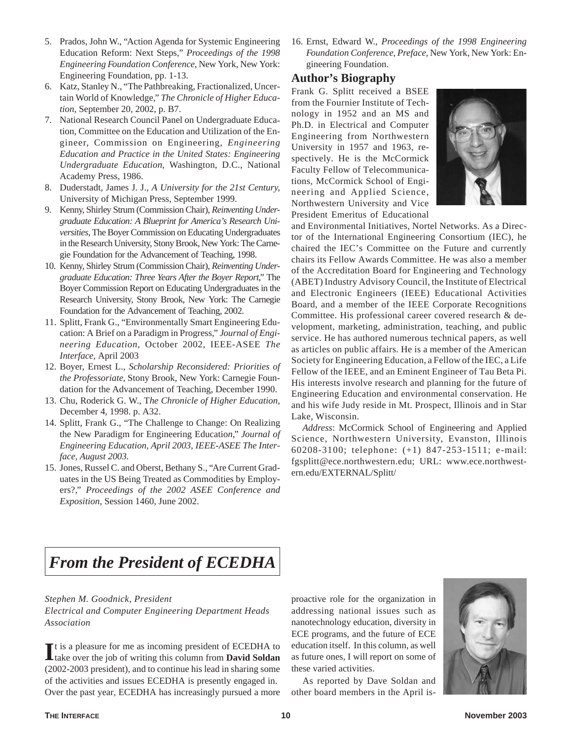5. Prados, John W., "Action Agenda for Systemic Engineering Education Reform: Next Steps," *Proceedings of the 1998 Engineering Foundation Conference*, New York, New York: Engineering Foundation, pp. 1-13.
6. Katz, Stanley N., "The Pathbreaking, Fractionalized, Uncertain World of Knowledge," *The Chronicle of Higher Education*, September 20, 2002, p. B7.
7. National Research Council Panel on Undergraduate Education, Committee on the Education and Utilization of the Engineer, Commission on Engineering, *Engineering Education and Practice in the United States: Engineering Undergraduate Education*, Washington, D.C., National Academy Press, 1986.
8. Duderstadt, James J. J., *A University for the 21st Century*, University of Michigan Press, September 1999.
9. Kenny, Shirley Strum (Commission Chair), *Reinventing Undergraduate Education: A Blueprint for America's Research Universities*, The Boyer Commission on Educating Undergraduates in the Research University, Stony Brook, New York: The Carnegie Foundation for the Advancement of Teaching, 1998.
10. Kenny, Shirley Strum (Commission Chair), *Reinventing Undergraduate Education: Three Years After the Boyer Report*," The Boyer Commission Report on Educating Undergraduates in the Research University, Stony Brook, New York: The Carnegie Foundation for the Advancement of Teaching, 2002.
11. Splitt, Frank G., "Environmentally Smart Engineering Education: A Brief on a Paradigm in Progress," *Journal of Engineering Education*, October 2002, IEEE-ASEE *The Interface*, April 2003
12. Boyer, Ernest L., *Scholarship Reconsidered: Priorities of the Professoriate*, Stony Brook, New York: Carnegie Foundation for the Advancement of Teaching, December 1990.
13. Chu, Roderick G. W., T*he Chronicle of Higher Education*, December 4, 1998. p. A32.
14. Splitt, Frank G., "The Challenge to Change: On Realizing the New Paradigm for Engineering Education," *Journal of Engineering Education, April 2003, IEEE-ASEE The Interface, August 2003.*
15. Jones, Russel C. and Oberst, Bethany S., "Are Current Graduates in the US Being Treated as Commodities by Employers?," *Proceedings of the 2002 ASEE Conference and Exposition*, Session 1460, June 2002.
16. Ernst, Edward W., *Proceedings of the 1998 Engineering Foundation Conference, Preface*, New York, New York: Engineering Foundation.

## Author's Biography

Frank G. Splitt received a BSEE from the Fournier Institute of Technology in 1952 and an MS and Ph.D. in Electrical and Computer Engineering from Northwestern University in 1957 and 1963, respectively. He is the McCormick Faculty Fellow of Telecommunications, McCormick School of Engineering and Applied Science, Northwestern University and Vice President Emeritus of Educational and Environmental Initiatives, Nortel Networks. As a Director of the International Engineering Consortium (IEC), he chaired the IEC's Committee on the Future and currently chairs its Fellow Awards Committee. He was also a member of the Accreditation Board for Engineering and Technology (ABET) Industry Advisory Council, the Institute of Electrical and Electronic Engineers (IEEE) Educational Activities Board, and a member of the IEEE Corporate Recognitions Committee. His professional career covered research & development, marketing, administration, teaching, and public service. He has authored numerous technical papers, as well as articles on public affairs. He is a member of the American Society for Engineering Education, a Fellow of the IEC, a Life Fellow of the IEEE, and an Eminent Engineer of Tau Beta Pi. His interests involve research and planning for the future of Engineering Education and environmental conservation. He and his wife Judy reside in Mt. Prospect, Illinois and in Star Lake, Wisconsin.

*Address*: McCormick School of Engineering and Applied Science, Northwestern University, Evanston, Illinois 60208-3100; telephone: (+1) 847-253-1511; e-mail: fgsplitt@ece.northwestern.edu; URL: www.ece.northwestern.edu/EXTERNAL/Splitt/

# *From the President of ECEDHA*

*Stephen M. Goodnick, President*
*Electrical and Computer Engineering Department Heads Association*

It is a pleasure for me as incoming president of ECEDHA to take over the job of writing this column from **David Soldan** (2002-2003 president), and to continue his lead in sharing some of the activities and issues ECEDHA is presently engaged in. Over the past year, ECEDHA has increasingly pursued a more proactive role for the organization in addressing national issues such as nanotechnology education, diversity in ECE programs, and the future of ECE education itself. In this column, as well as future ones, I will report on some of these varied activities.

As reported by Dave Soldan and other board members in the April is-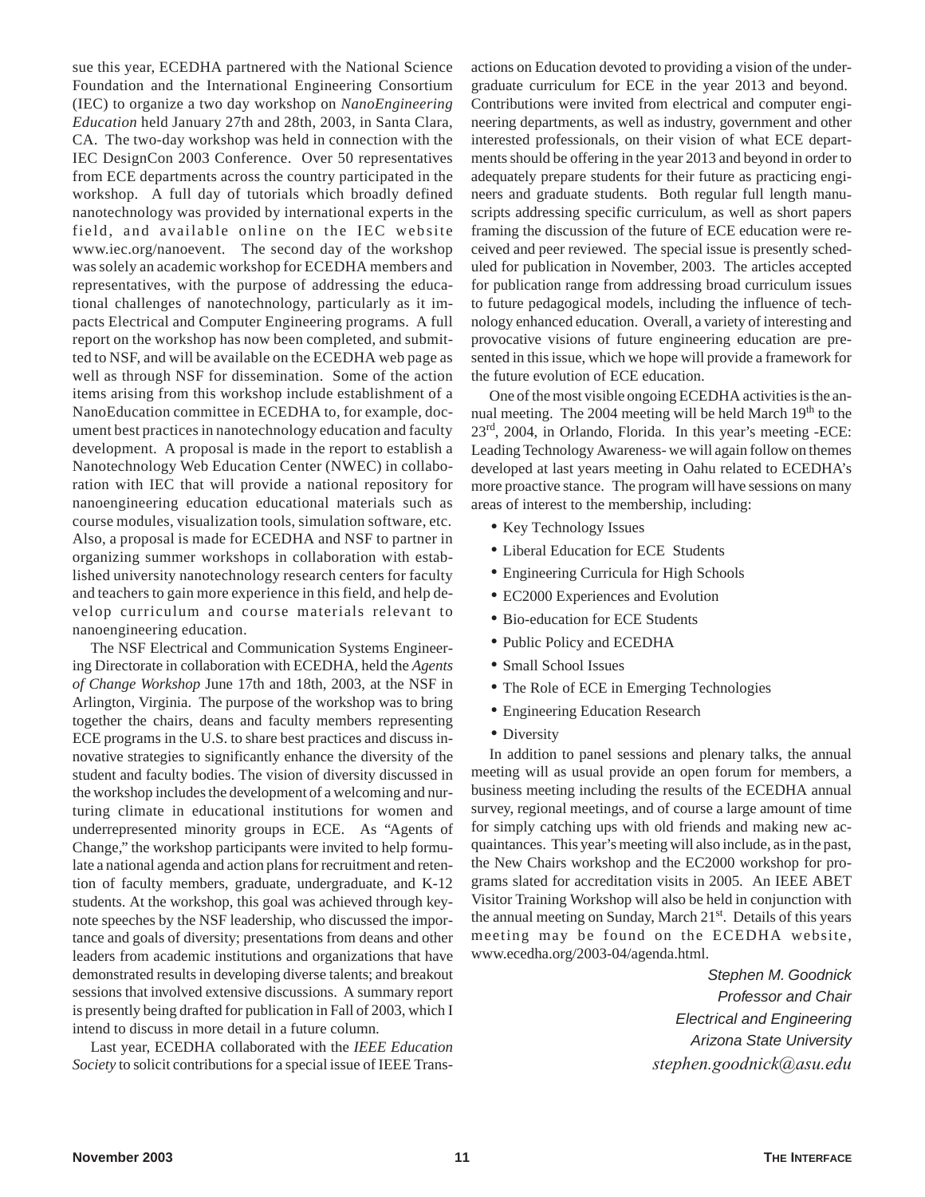sue this year, ECEDHA partnered with the National Science Foundation and the International Engineering Consortium (IEC) to organize a two day workshop on *NanoEngineering Education* held January 27th and 28th, 2003, in Santa Clara, CA. The two-day workshop was held in connection with the IEC DesignCon 2003 Conference. Over 50 representatives from ECE departments across the country participated in the workshop. A full day of tutorials which broadly defined nanotechnology was provided by international experts in the field, and available online on the IEC website www.iec.org/nanoevent. The second day of the workshop was solely an academic workshop for ECEDHA members and representatives, with the purpose of addressing the educational challenges of nanotechnology, particularly as it impacts Electrical and Computer Engineering programs. A full report on the workshop has now been completed, and submitted to NSF, and will be available on the ECEDHA web page as well as through NSF for dissemination. Some of the action items arising from this workshop include establishment of a NanoEducation committee in ECEDHA to, for example, document best practices in nanotechnology education and faculty development. A proposal is made in the report to establish a Nanotechnology Web Education Center (NWEC) in collaboration with IEC that will provide a national repository for nanoengineering education educational materials such as course modules, visualization tools, simulation software, etc. Also, a proposal is made for ECEDHA and NSF to partner in organizing summer workshops in collaboration with established university nanotechnology research centers for faculty and teachers to gain more experience in this field, and help develop curriculum and course materials relevant to nanoengineering education.

The NSF Electrical and Communication Systems Engineering Directorate in collaboration with ECEDHA, held the *Agents of Change Workshop* June 17th and 18th, 2003, at the NSF in Arlington, Virginia. The purpose of the workshop was to bring together the chairs, deans and faculty members representing ECE programs in the U.S. to share best practices and discuss innovative strategies to significantly enhance the diversity of the student and faculty bodies. The vision of diversity discussed in the workshop includes the development of a welcoming and nurturing climate in educational institutions for women and underrepresented minority groups in ECE. As "Agents of Change," the workshop participants were invited to help formulate a national agenda and action plans for recruitment and retention of faculty members, graduate, undergraduate, and K-12 students. At the workshop, this goal was achieved through keynote speeches by the NSF leadership, who discussed the importance and goals of diversity; presentations from deans and other leaders from academic institutions and organizations that have demonstrated results in developing diverse talents; and breakout sessions that involved extensive discussions. A summary report is presently being drafted for publication in Fall of 2003, which I intend to discuss in more detail in a future column.

Last year, ECEDHA collaborated with the *IEEE Education Society* to solicit contributions for a special issue of IEEE Transactions on Education devoted to providing a vision of the undergraduate curriculum for ECE in the year 2013 and beyond. Contributions were invited from electrical and computer engineering departments, as well as industry, government and other interested professionals, on their vision of what ECE departments should be offering in the year 2013 and beyond in order to adequately prepare students for their future as practicing engineers and graduate students. Both regular full length manuscripts addressing specific curriculum, as well as short papers framing the discussion of the future of ECE education were received and peer reviewed. The special issue is presently scheduled for publication in November, 2003. The articles accepted for publication range from addressing broad curriculum issues to future pedagogical models, including the influence of technology enhanced education. Overall, a variety of interesting and provocative visions of future engineering education are presented in this issue, which we hope will provide a framework for the future evolution of ECE education.

One of the most visible ongoing ECEDHA activities is the annual meeting. The 2004 meeting will be held March 19th to the 23rd, 2004, in Orlando, Florida. In this year's meeting -ECE: Leading Technology Awareness- we will again follow on themes developed at last years meeting in Oahu related to ECEDHA's more proactive stance. The program will have sessions on many areas of interest to the membership, including:

- Key Technology Issues
- Liberal Education for ECE Students
- Engineering Curricula for High Schools
- EC2000 Experiences and Evolution
- Bio-education for ECE Students
- Public Policy and ECEDHA
- Small School Issues
- The Role of ECE in Emerging Technologies
- Engineering Education Research
- Diversity

In addition to panel sessions and plenary talks, the annual meeting will as usual provide an open forum for members, a business meeting including the results of the ECEDHA annual survey, regional meetings, and of course a large amount of time for simply catching ups with old friends and making new acquaintances. This year's meeting will also include, as in the past, the New Chairs workshop and the EC2000 workshop for programs slated for accreditation visits in 2005. An IEEE ABET Visitor Training Workshop will also be held in conjunction with the annual meeting on Sunday, March 21st. Details of this years meeting may be found on the ECEDHA website, www.ecedha.org/2003-04/agenda.html.

*Stephen M. Goodnick*
*Professor and Chair*
*Electrical and Engineering*
*Arizona State University*
*stephen.goodnick@asu.edu*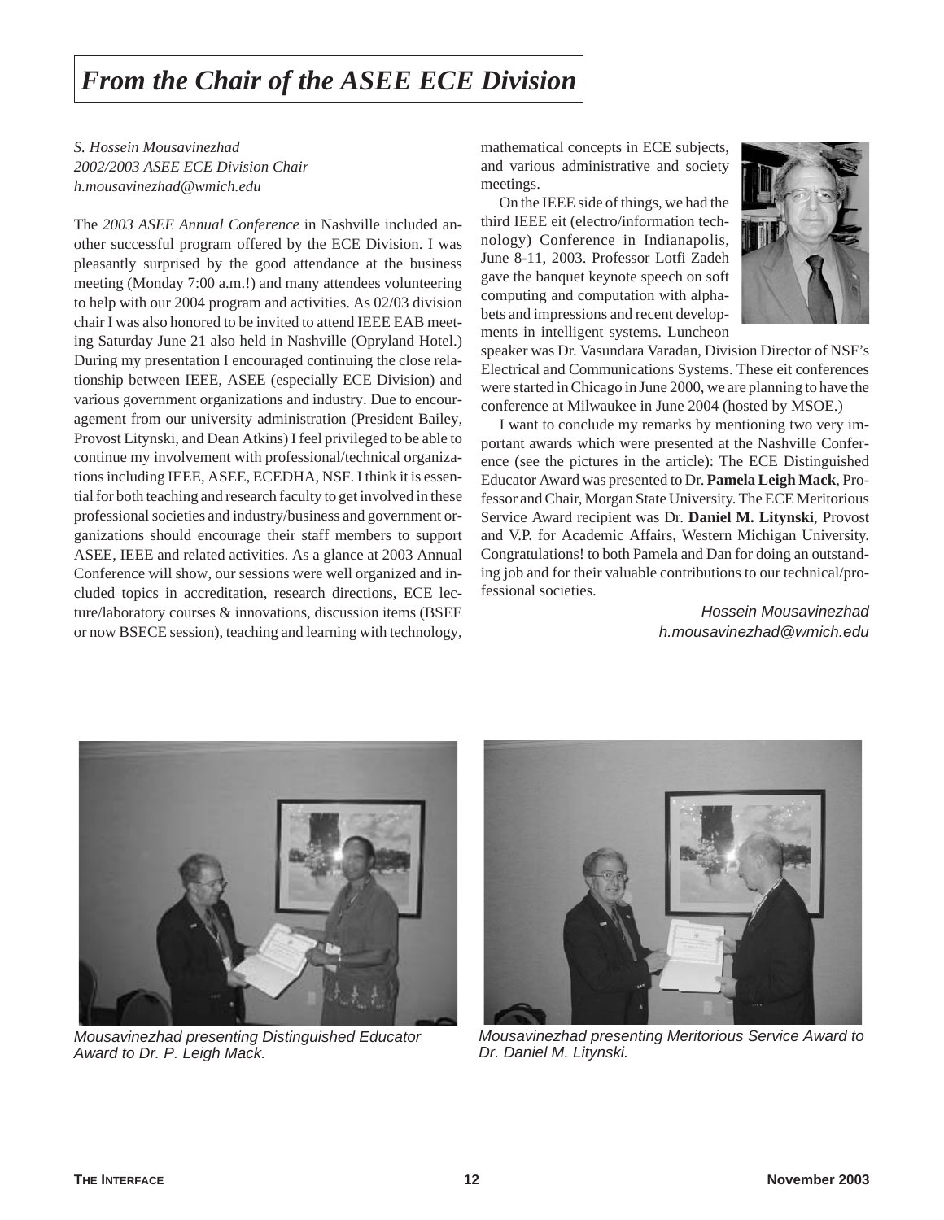# From the Chair of the ASEE ECE Division

*S. Hossein Mousavinezhad*
*2002/2003 ASEE ECE Division Chair*
*h.mousavinezhad@wmich.edu*

The *2003 ASEE Annual Conference* in Nashville included another successful program offered by the ECE Division. I was pleasantly surprised by the good attendance at the business meeting (Monday 7:00 a.m.!) and many attendees volunteering to help with our 2004 program and activities. As 02/03 division chair I was also honored to be invited to attend IEEE EAB meeting Saturday June 21 also held in Nashville (Opryland Hotel.) During my presentation I encouraged continuing the close relationship between IEEE, ASEE (especially ECE Division) and various government organizations and industry. Due to encouragement from our university administration (President Bailey, Provost Litynski, and Dean Atkins) I feel privileged to be able to continue my involvement with professional/technical organizations including IEEE, ASEE, ECEDHA, NSF. I think it is essential for both teaching and research faculty to get involved in these professional societies and industry/business and government organizations should encourage their staff members to support ASEE, IEEE and related activities. As a glance at 2003 Annual Conference will show, our sessions were well organized and included topics in accreditation, research directions, ECE lecture/laboratory courses & innovations, discussion items (BSEE or now BSECE session), teaching and learning with technology, mathematical concepts in ECE subjects, and various administrative and society meetings.

On the IEEE side of things, we had the third IEEE eit (electro/information technology) Conference in Indianapolis, June 8-11, 2003. Professor Lotfi Zadeh gave the banquet keynote speech on soft computing and computation with alphabets and impressions and recent developments in intelligent systems. Luncheon speaker was Dr. Vasundara Varadan, Division Director of NSF's Electrical and Communications Systems. These eit conferences were started in Chicago in June 2000, we are planning to have the conference at Milwaukee in June 2004 (hosted by MSOE.)

I want to conclude my remarks by mentioning two very important awards which were presented at the Nashville Conference (see the pictures in the article): The ECE Distinguished Educator Award was presented to Dr. **Pamela Leigh Mack**, Professor and Chair, Morgan State University. The ECE Meritorious Service Award recipient was Dr. **Daniel M. Litynski**, Provost and V.P. for Academic Affairs, Western Michigan University. Congratulations! to both Pamela and Dan for doing an outstanding job and for their valuable contributions to our technical/professional societies.

*Hossein Mousavinezhad*
*h.mousavinezhad@wmich.edu*

*Mousavinezhad presenting Distinguished Educator Award to Dr. P. Leigh Mack.*

*Mousavinezhad presenting Meritorious Service Award to Dr. Daniel M. Litynski.*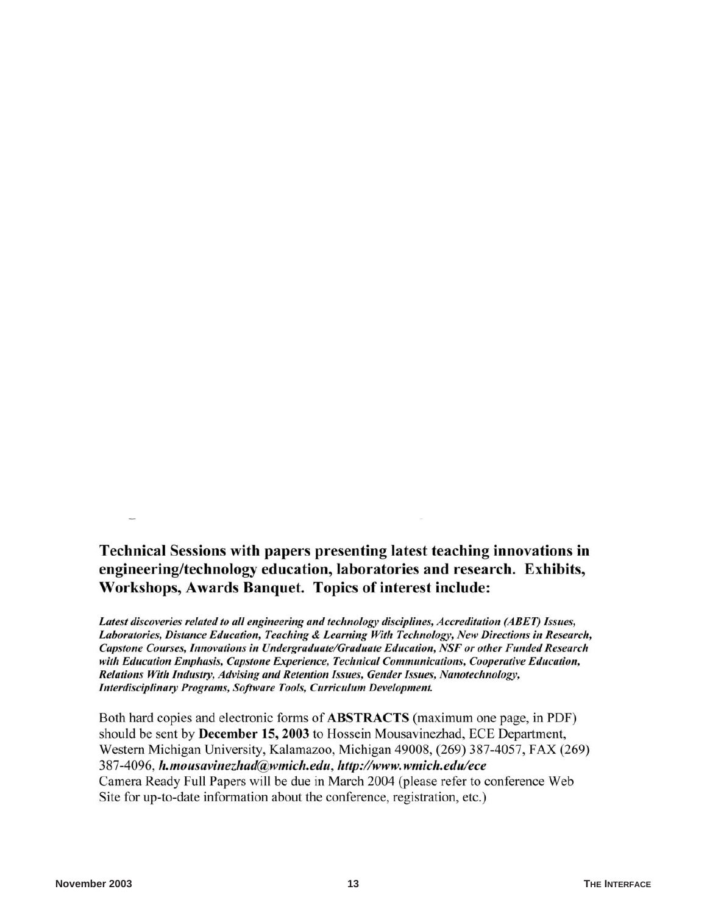**Technical Sessions with papers presenting latest teaching innovations in engineering/technology education, laboratories and research. Exhibits, Workshops, Awards Banquet. Topics of interest include:**

***Latest discoveries related to all engineering and technology disciplines, Accreditation (ABET) Issues, Laboratories, Distance Education, Teaching & Learning With Technology, New Directions in Research, Capstone Courses, Innovations in Undergraduate/Graduate Education, NSF or other Funded Research with Education Emphasis, Capstone Experience, Technical Communications, Cooperative Education, Relations With Industry, Advising and Retention Issues, Gender Issues, Nanotechnology, Interdisciplinary Programs, Software Tools, Curriculum Development.***

Both hard copies and electronic forms of **ABSTRACTS** (maximum one page, in PDF) should be sent by **December 15, 2003** to Hossein Mousavinezhad, ECE Department, Western Michigan University, Kalamazoo, Michigan 49008, (269) 387-4057, FAX (269) 387-4096, ***h.mousavinezhad@wmich.edu***, ***http://www.wmich.edu/ece***
Camera Ready Full Papers will be due in March 2004 (please refer to conference Web Site for up-to-date information about the conference, registration, etc.)